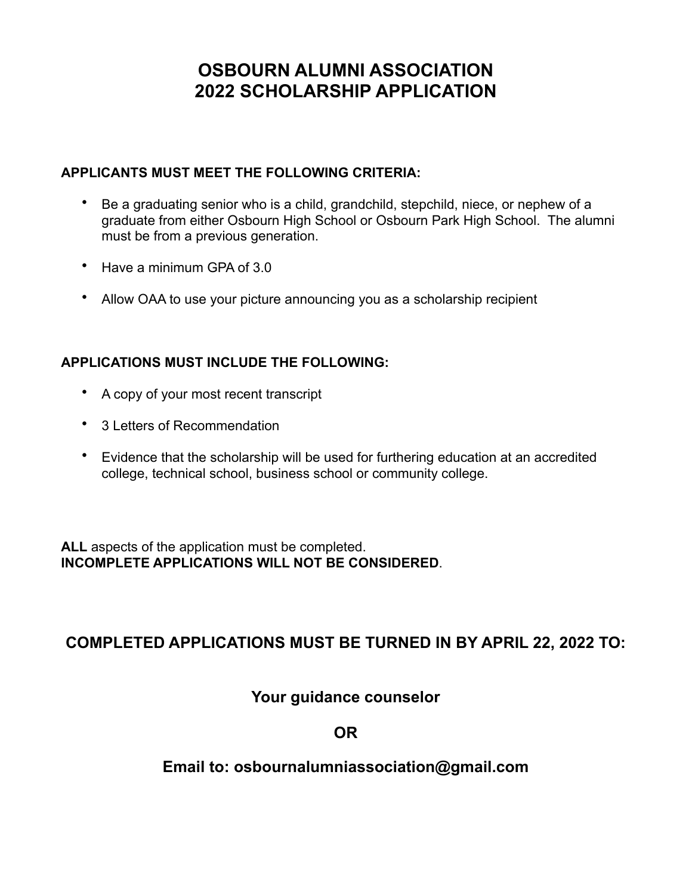# OSBOURN ALUMNI ASSOCIATION
# 2022 SCHOLARSHIP APPLICATION

**APPLICANTS MUST MEET THE FOLLOWING CRITERIA:**

- Be a graduating senior who is a child, grandchild, stepchild, niece, or nephew of a graduate from either Osbourn High School or Osbourn Park High School. The alumni must be from a previous generation.
- Have a minimum GPA of 3.0
- Allow OAA to use your picture announcing you as a scholarship recipient

**APPLICATIONS MUST INCLUDE THE FOLLOWING:**

- A copy of your most recent transcript
- 3 Letters of Recommendation
- Evidence that the scholarship will be used for furthering education at an accredited college, technical school, business school or community college.

**ALL** aspects of the application must be completed.
**INCOMPLETE APPLICATIONS WILL NOT BE CONSIDERED**.

## COMPLETED APPLICATIONS MUST BE TURNED IN BY APRIL 22, 2022 TO:

**Your guidance counselor**

**OR**

**Email to: osbournalumniassociation@gmail.com**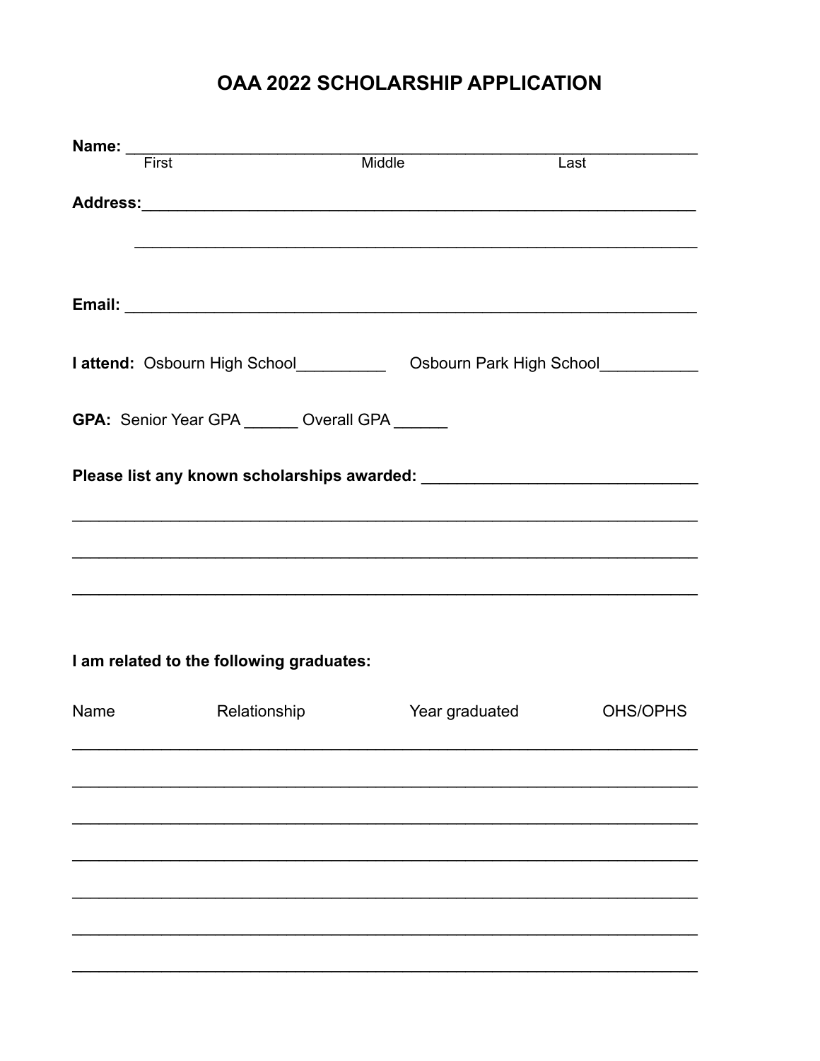# OAA 2022 SCHOLARSHIP APPLICATION

**Name:** ____________________________________________________________
First                                        Middle                                        Last

**Address:**___________________________________________________________

____________________________________________________________

**Email:** ____________________________________________________________

**I attend:** Osbourn High School__________ Osbourn Park High School___________

**GPA:** Senior Year GPA ______ Overall GPA ______

**Please list any known scholarships awarded:** ______________________________

____________________________________________________________

____________________________________________________________

____________________________________________________________

**I am related to the following graduates:**

| Name | Relationship | Year graduated | OHS/OPHS |
|---|---|---|---|
| | | | |
| | | | |
| | | | |
| | | | |
| | | | |
| | | | |
| | | | |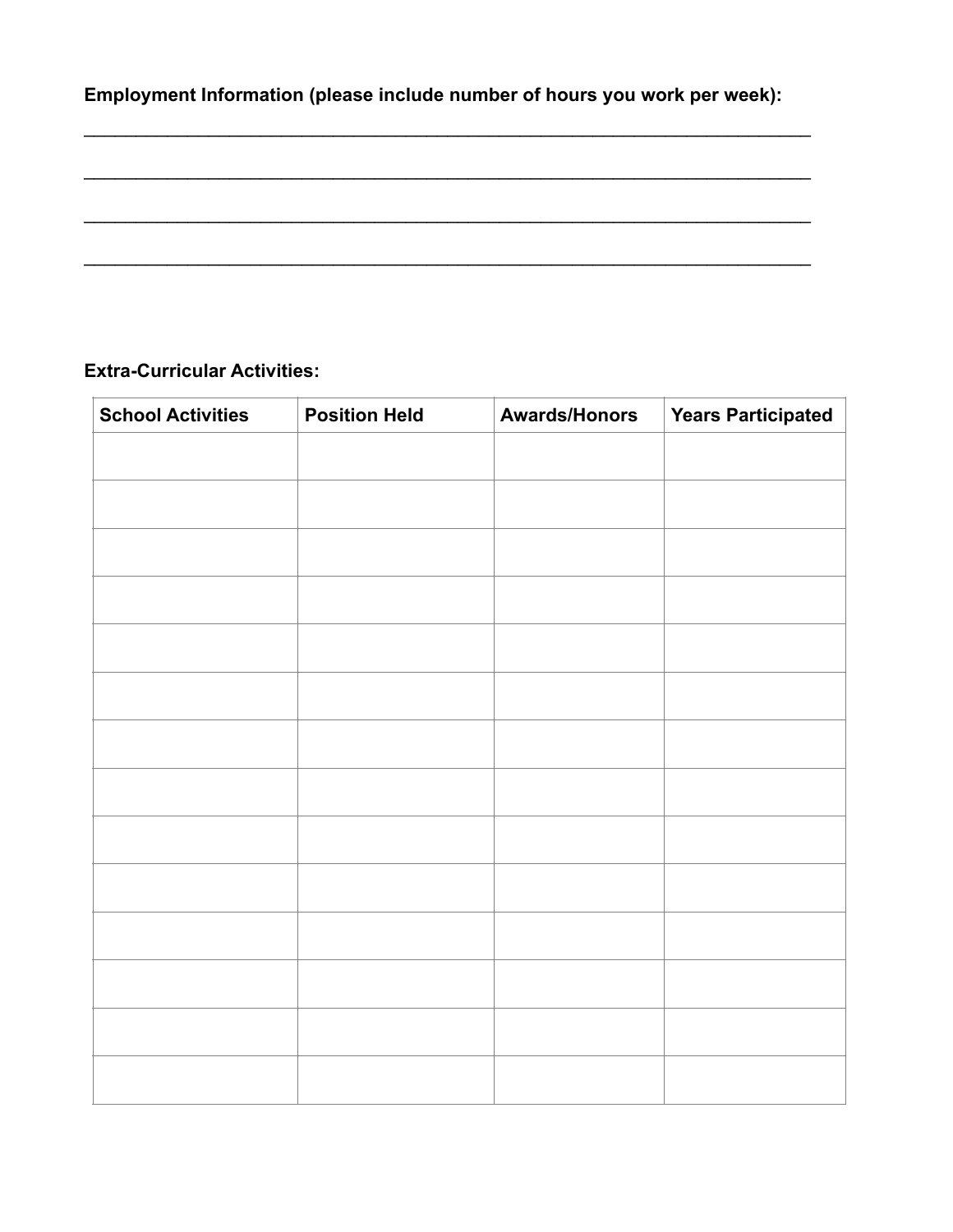**Employment Information (please include number of hours you work per week):**

______________________________________________________________________________

______________________________________________________________________________

______________________________________________________________________________

______________________________________________________________________________

**Extra-Curricular Activities:**

| School Activities | Position Held | Awards/Honors | Years Participated |
|---|---|---|---|
| | | | |
| | | | |
| | | | |
| | | | |
| | | | |
| | | | |
| | | | |
| | | | |
| | | | |
| | | | |
| | | | |
| | | | |
| | | | |
| | | | |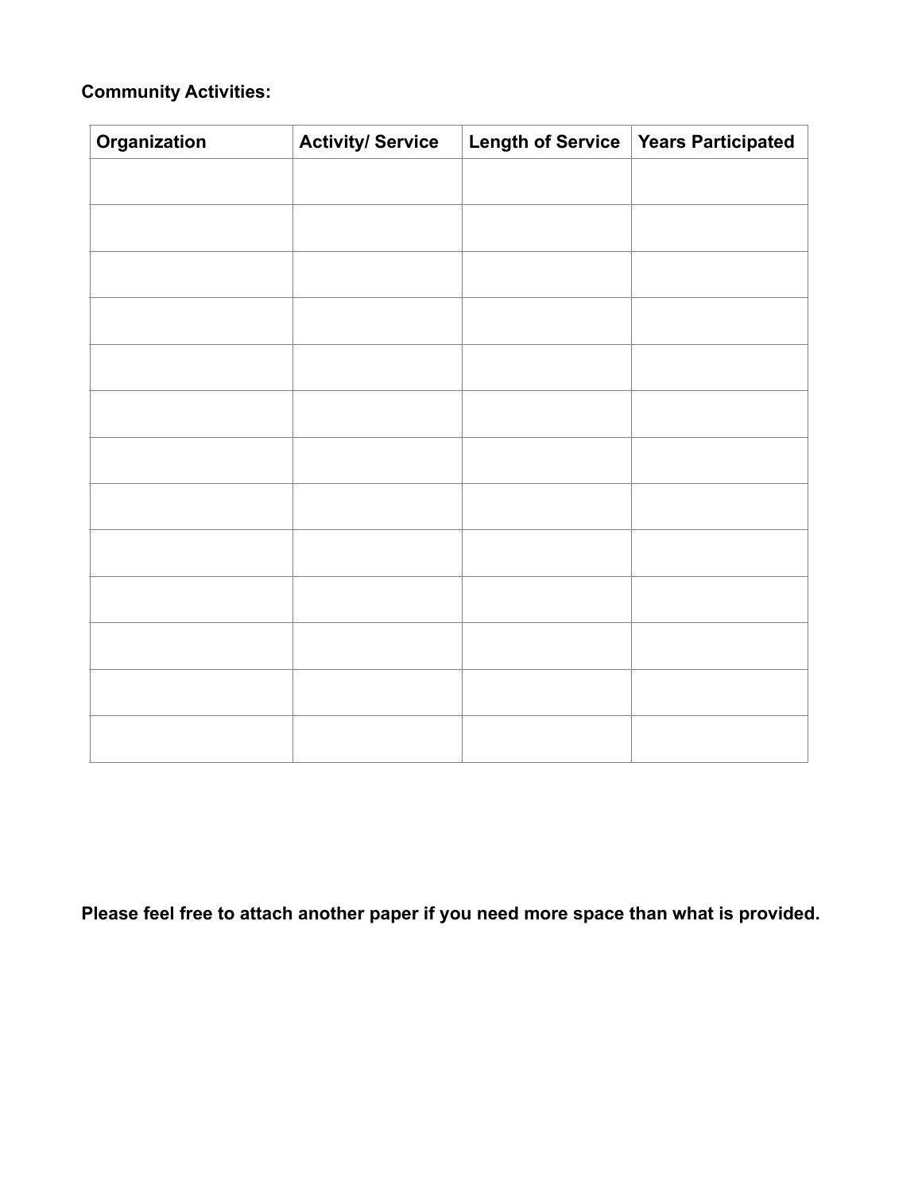**Community Activities:**

| Organization | Activity/ Service | Length of Service | Years Participated |
| --- | --- | --- | --- |
| | | | |
| | | | |
| | | | |
| | | | |
| | | | |
| | | | |
| | | | |
| | | | |
| | | | |
| | | | |
| | | | |
| | | | |
| | | | |

**Please feel free to attach another paper if you need more space than what is provided.**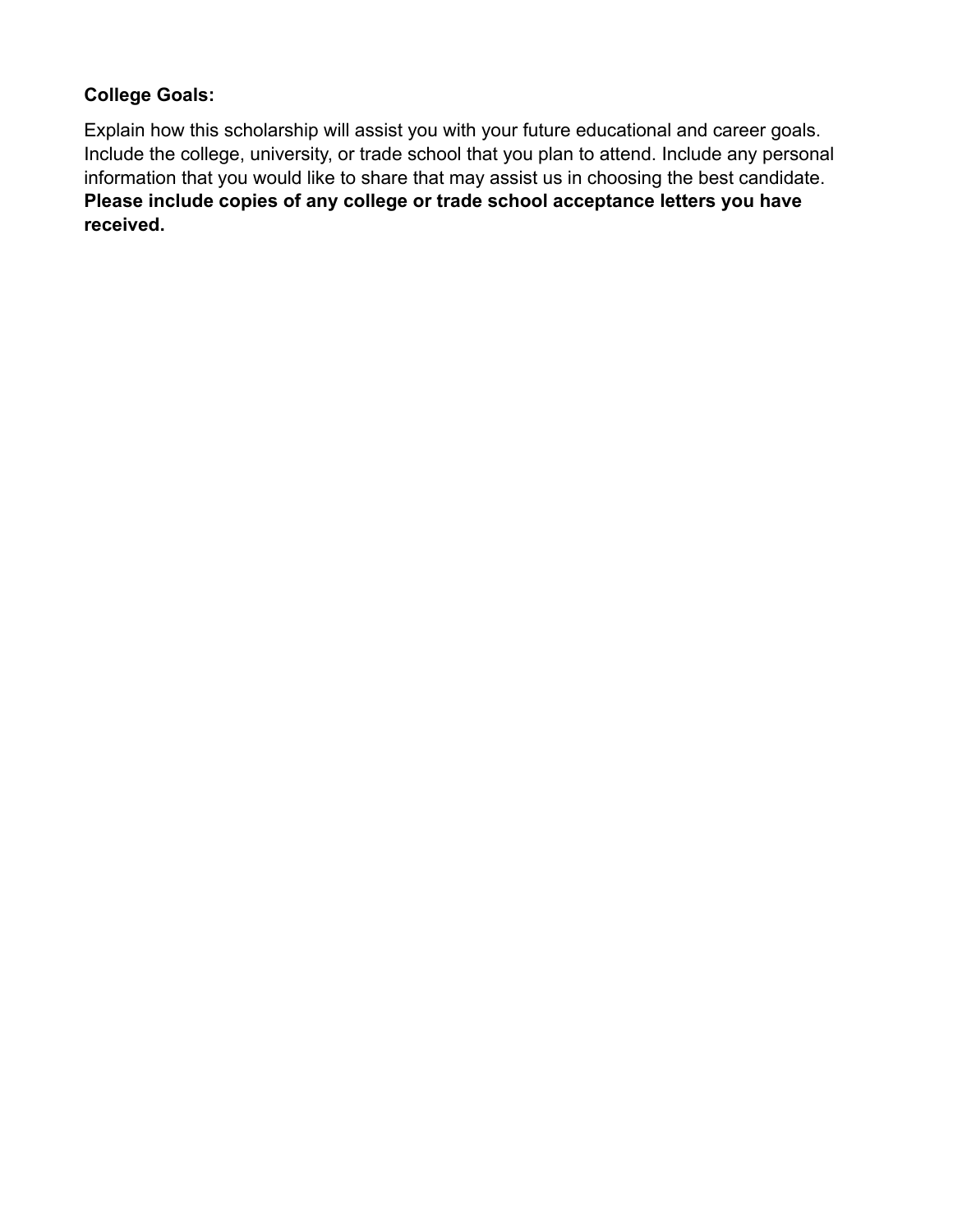**College Goals:**

Explain how this scholarship will assist you with your future educational and career goals. Include the college, university, or trade school that you plan to attend. Include any personal information that you would like to share that may assist us in choosing the best candidate. **Please include copies of any college or trade school acceptance letters you have received.**